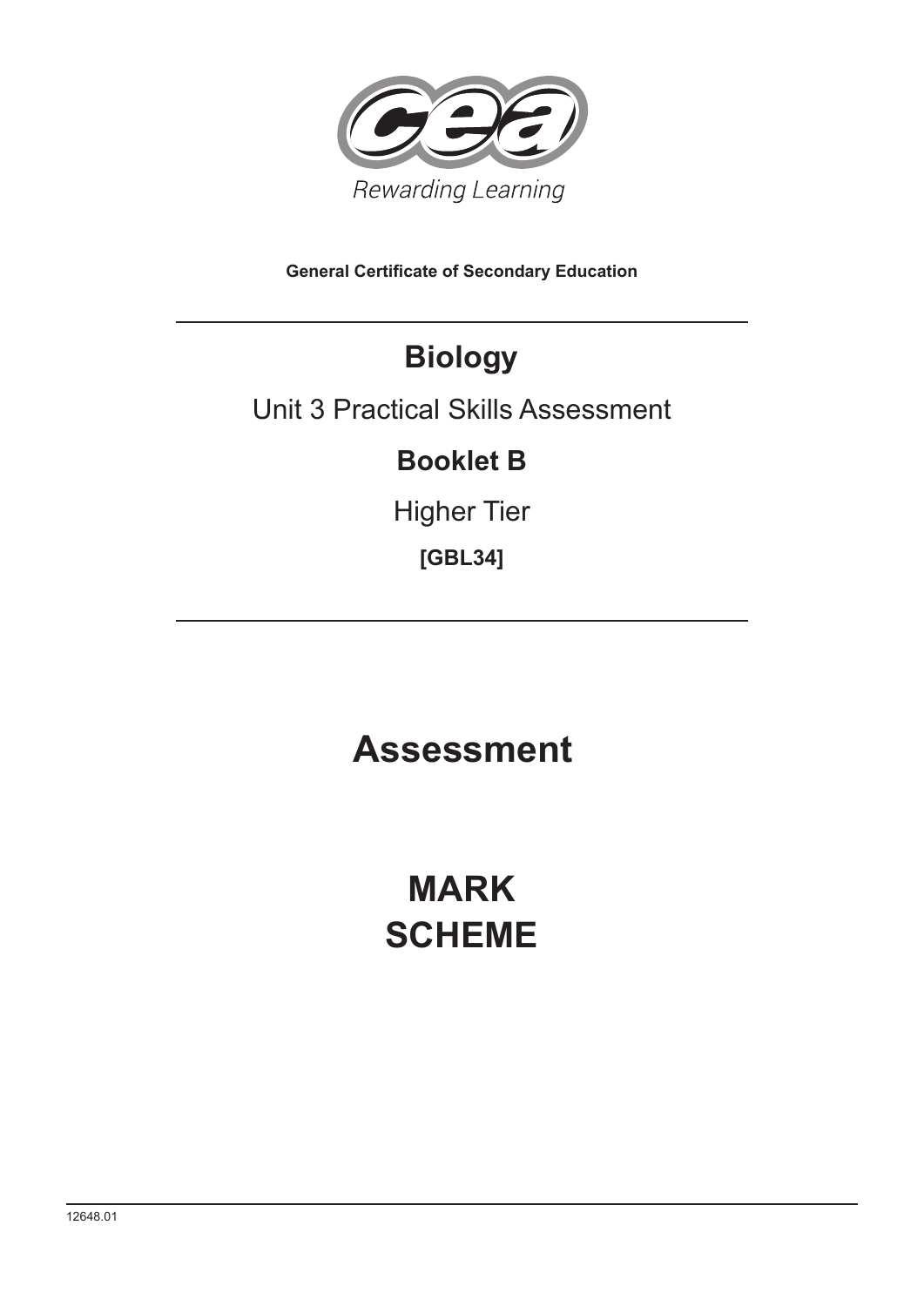Rewarding Learning

**General Certificate of Secondary Education**

# Biology

Unit 3 Practical Skills Assessment

**Booklet B**

Higher Tier

**[GBL34]**

# Assessment

# MARK SCHEME

12648.01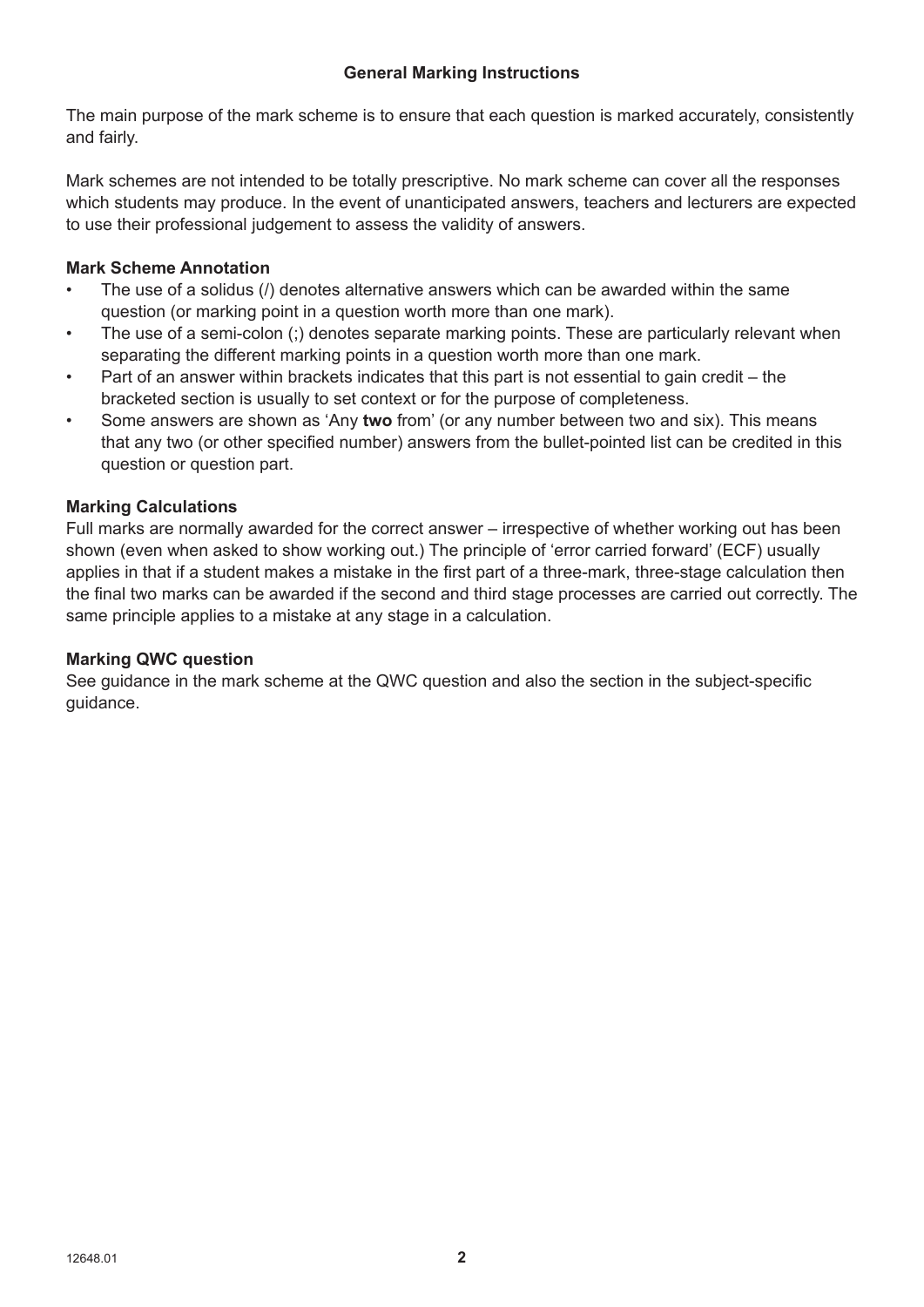## General Marking Instructions

The main purpose of the mark scheme is to ensure that each question is marked accurately, consistently and fairly.

Mark schemes are not intended to be totally prescriptive. No mark scheme can cover all the responses which students may produce. In the event of unanticipated answers, teachers and lecturers are expected to use their professional judgement to assess the validity of answers.

### Mark Scheme Annotation

- The use of a solidus (/) denotes alternative answers which can be awarded within the same question (or marking point in a question worth more than one mark).
- The use of a semi-colon (;) denotes separate marking points. These are particularly relevant when separating the different marking points in a question worth more than one mark.
- Part of an answer within brackets indicates that this part is not essential to gain credit – the bracketed section is usually to set context or for the purpose of completeness.
- Some answers are shown as 'Any **two** from' (or any number between two and six). This means that any two (or other specified number) answers from the bullet-pointed list can be credited in this question or question part.

### Marking Calculations

Full marks are normally awarded for the correct answer – irrespective of whether working out has been shown (even when asked to show working out.) The principle of 'error carried forward' (ECF) usually applies in that if a student makes a mistake in the first part of a three-mark, three-stage calculation then the final two marks can be awarded if the second and third stage processes are carried out correctly. The same principle applies to a mistake at any stage in a calculation.

### Marking QWC question

See guidance in the mark scheme at the QWC question and also the section in the subject-specific guidance.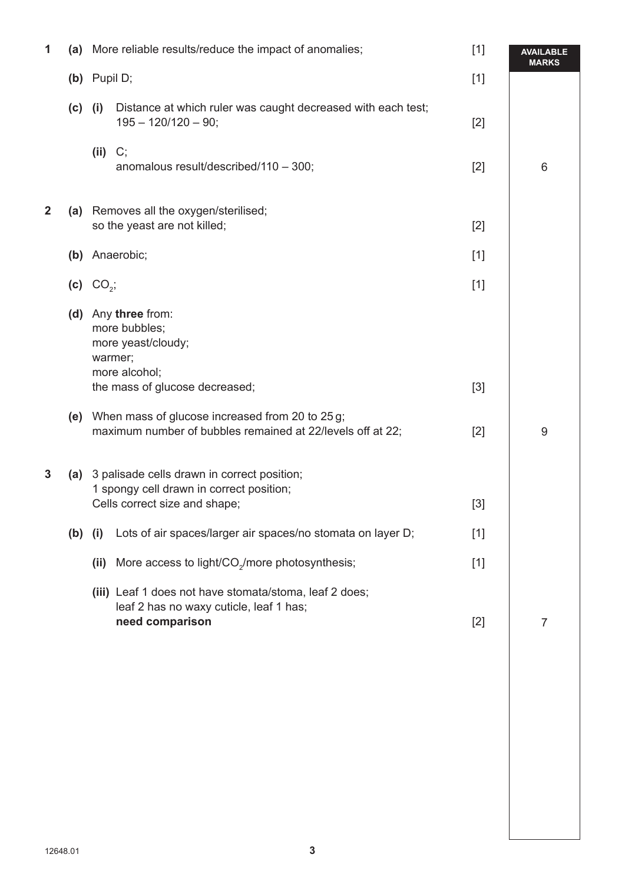| | | | | | AVAILABLE MARKS |
|---|---|---|---|---|---|
| 1 | (a) | | More reliable results/reduce the impact of anomalies; | [1] | |
| | (b) | | Pupil D; | [1] | |
| | (c) | (i) | Distance at which ruler was caught decreased with each test; 195 – 120/120 – 90; | [2] | |
| | | (ii) | C; anomalous result/described/110 – 300; | [2] | 6 |
| 2 | (a) | | Removes all the oxygen/sterilised; so the yeast are not killed; | [2] | |
| | (b) | | Anaerobic; | [1] | |
| | (c) | | $CO_2$; | [1] | |
| | (d) | | Any **three** from: more bubbles; more yeast/cloudy; warmer; more alcohol; the mass of glucose decreased; | [3] | |
| | (e) | | When mass of glucose increased from 20 to 25 g; maximum number of bubbles remained at 22/levels off at 22; | [2] | 9 |
| 3 | (a) | | 3 palisade cells drawn in correct position; 1 spongy cell drawn in correct position; Cells correct size and shape; | [3] | |
| | (b) | (i) | Lots of air spaces/larger air spaces/no stomata on layer D; | [1] | |
| | | (ii) | More access to light/$CO_2$/more photosynthesis; | [1] | |
| | | (iii) | Leaf 1 does not have stomata/stoma, leaf 2 does; leaf 2 has no waxy cuticle, leaf 1 has; **need comparison** | [2] | 7 |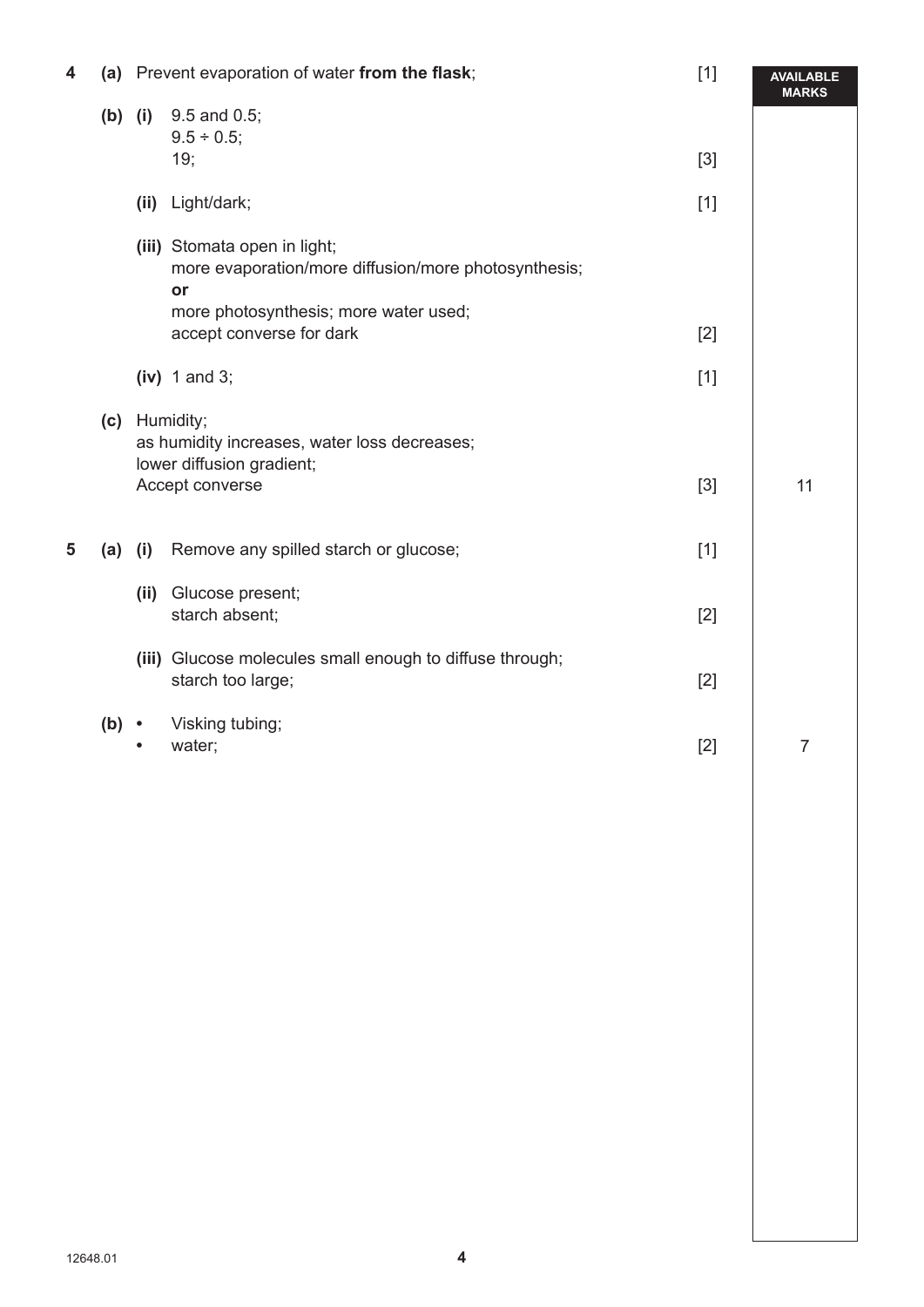| Question | | Answer | Marks | AVAILABLE MARKS |
|---|---|---|---|---|
| 4 | (a) | Prevent evaporation of water **from the flask**; | [1] | |
| | (b) (i) | 9.5 and 0.5;<br>9.5 ÷ 0.5;<br>19; | [3] | |
| | (ii) | Light/dark; | [1] | |
| | (iii) | Stomata open in light;<br>more evaporation/more diffusion/more photosynthesis;<br>**or**<br>more photosynthesis; more water used;<br>accept converse for dark | [2] | |
| | (iv) | 1 and 3; | [1] | |
| | (c) | Humidity;<br>as humidity increases, water loss decreases;<br>lower diffusion gradient;<br>Accept converse | [3] | 11 |
| 5 | (a) (i) | Remove any spilled starch or glucose; | [1] | |
| | (ii) | Glucose present;<br>starch absent; | [2] | |
| | (iii) | Glucose molecules small enough to diffuse through;<br>starch too large; | [2] | |
| | (b) | • Visking tubing;<br>• water; | [2] | 7 |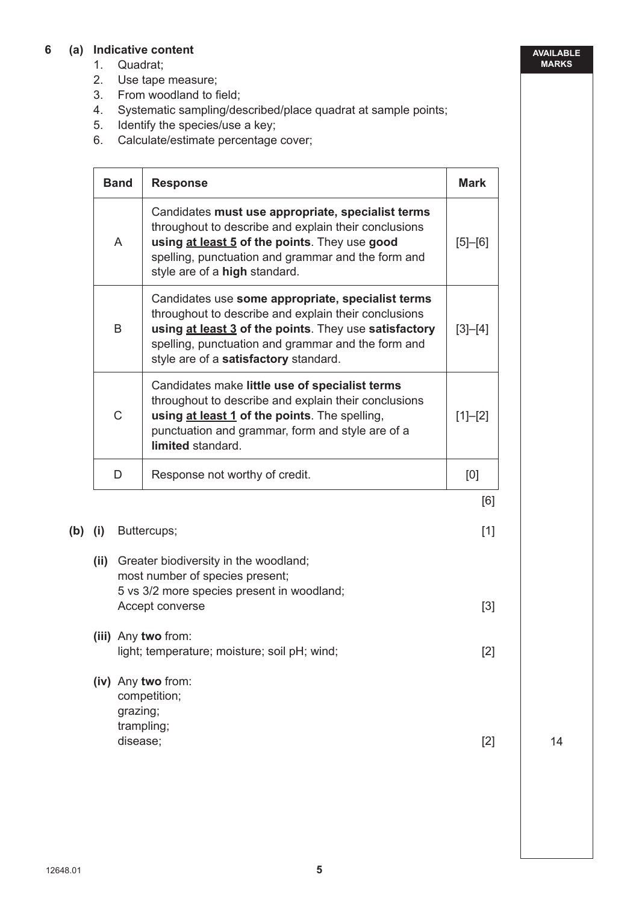**6 (a) Indicative content**

1. Quadrat;
2. Use tape measure;
3. From woodland to field;
4. Systematic sampling/described/place quadrat at sample points;
5. Identify the species/use a key;
6. Calculate/estimate percentage cover;

| Band | Response | Mark |
|---|---|---|
| A | Candidates **must use appropriate, specialist terms** throughout to describe and explain their conclusions **using at least 5 of the points**. They use **good** spelling, punctuation and grammar and the form and style are of a **high** standard. | [5]–[6] |
| B | Candidates use **some appropriate, specialist terms** throughout to describe and explain their conclusions **using at least 3 of the points**. They use **satisfactory** spelling, punctuation and grammar and the form and style are of a **satisfactory** standard. | [3]–[4] |
| C | Candidates make **little use of specialist terms** throughout to describe and explain their conclusions **using at least 1 of the points**. The spelling, punctuation and grammar, form and style are of a **limited** standard. | [1]–[2] |
| D | Response not worthy of credit. | [0] |

[6]

**(b) (i)** Buttercups; [1]

**(ii)** Greater biodiversity in the woodland;
most number of species present;
5 vs 3/2 more species present in woodland;
Accept converse [3]

**(iii)** Any **two** from:
light; temperature; moisture; soil pH; wind; [2]

**(iv)** Any **two** from:
competition;
grazing;
trampling;
disease; [2]

AVAILABLE MARKS: 14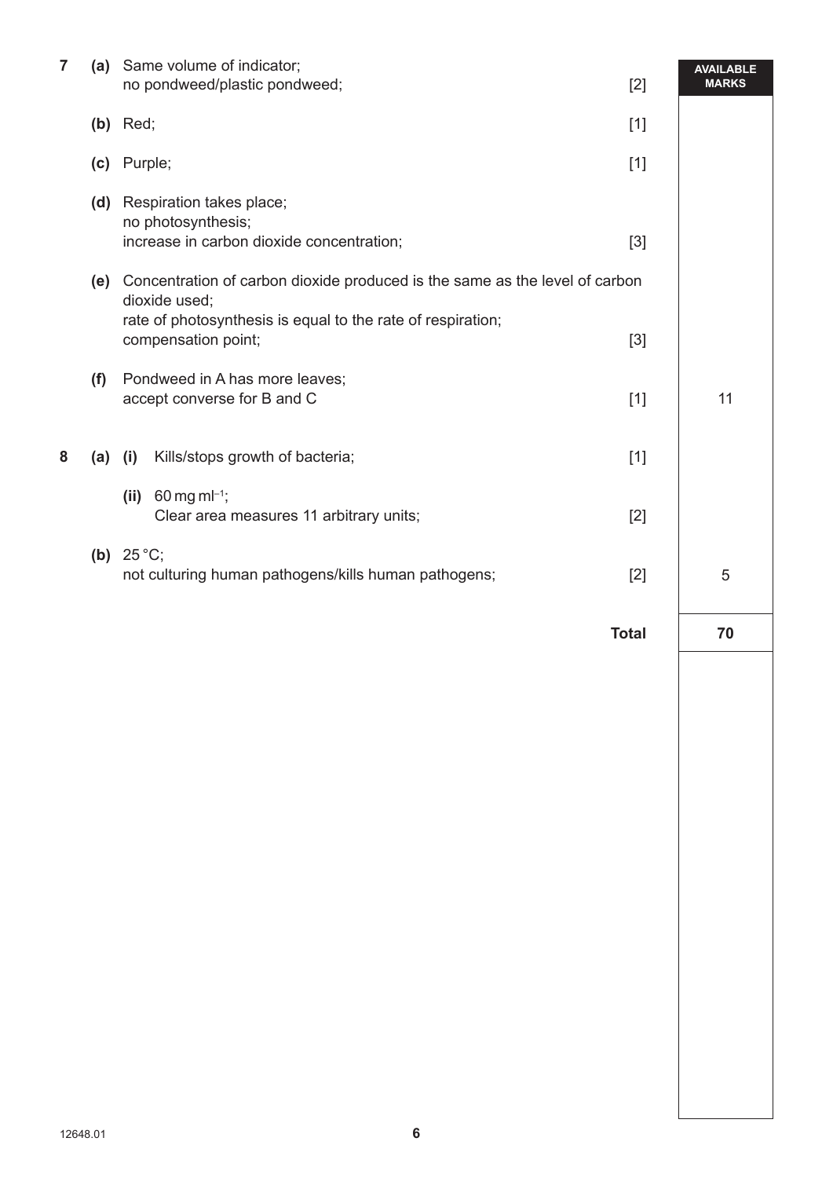| | | | AVAILABLE MARKS |
|---|---|---|---|
| **7** | **(a)** Same volume of indicator;<br>no pondweed/plastic pondweed; | [2] | |
| | **(b)** Red; | [1] | |
| | **(c)** Purple; | [1] | |
| | **(d)** Respiration takes place;<br>no photosynthesis;<br>increase in carbon dioxide concentration; | [3] | |
| | **(e)** Concentration of carbon dioxide produced is the same as the level of carbon dioxide used;<br>rate of photosynthesis is equal to the rate of respiration;<br>compensation point; | [3] | |
| | **(f)** Pondweed in A has more leaves;<br>accept converse for B and C | [1] | 11 |
| **8** | **(a) (i)** Kills/stops growth of bacteria; | [1] | |
| | **(ii)** $60\ \text{mg ml}^{-1}$;<br>Clear area measures 11 arbitrary units; | [2] | |
| | **(b)** 25 °C;<br>not culturing human pathogens/kills human pathogens; | [2] | 5 |
| | | **Total** | **70** |